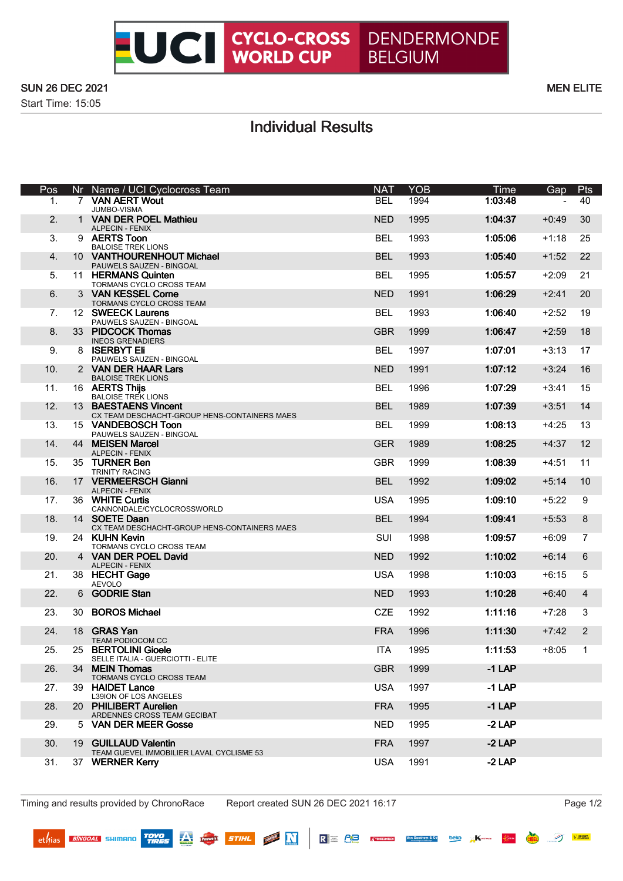# UCI CYCLO-CROSS WORLD CUP DENDERMONDE BELGIUM

SUN 26 DEC 2021 **MEN ELITE**

Start Time: 15:05

## Individual Results

| Pos | Nr | Name / UCI Cyclocross Team | NAT | YOB | Time | Gap | Pts |
|---|---|---|---|---|---|---|---|
| 1. | 7 | **VAN AERT Wout**<br>JUMBO-VISMA | BEL | 1994 | **1:03:48** | - | 40 |
| 2. | 1 | **VAN DER POEL Mathieu**<br>ALPECIN - FENIX | NED | 1995 | **1:04:37** | +0:49 | 30 |
| 3. | 9 | **AERTS Toon**<br>BALOISE TREK LIONS | BEL | 1993 | **1:05:06** | +1:18 | 25 |
| 4. | 10 | **VANTHOURENHOUT Michael**<br>PAUWELS SAUZEN - BINGOAL | BEL | 1993 | **1:05:40** | +1:52 | 22 |
| 5. | 11 | **HERMANS Quinten**<br>TORMANS CYCLO CROSS TEAM | BEL | 1995 | **1:05:57** | +2:09 | 21 |
| 6. | 3 | **VAN KESSEL Corne**<br>TORMANS CYCLO CROSS TEAM | NED | 1991 | **1:06:29** | +2:41 | 20 |
| 7. | 12 | **SWEECK Laurens**<br>PAUWELS SAUZEN - BINGOAL | BEL | 1993 | **1:06:40** | +2:52 | 19 |
| 8. | 33 | **PIDCOCK Thomas**<br>INEOS GRENADIERS | GBR | 1999 | **1:06:47** | +2:59 | 18 |
| 9. | 8 | **ISERBYT Eli**<br>PAUWELS SAUZEN - BINGOAL | BEL | 1997 | **1:07:01** | +3:13 | 17 |
| 10. | 2 | **VAN DER HAAR Lars**<br>BALOISE TREK LIONS | NED | 1991 | **1:07:12** | +3:24 | 16 |
| 11. | 16 | **AERTS Thijs**<br>BALOISE TREK LIONS | BEL | 1996 | **1:07:29** | +3:41 | 15 |
| 12. | 13 | **BAESTAENS Vincent**<br>CX TEAM DESCHACHT-GROUP HENS-CONTAINERS MAES | BEL | 1989 | **1:07:39** | +3:51 | 14 |
| 13. | 15 | **VANDEBOSCH Toon**<br>PAUWELS SAUZEN - BINGOAL | BEL | 1999 | **1:08:13** | +4:25 | 13 |
| 14. | 44 | **MEISEN Marcel**<br>ALPECIN - FENIX | GER | 1989 | **1:08:25** | +4:37 | 12 |
| 15. | 35 | **TURNER Ben**<br>TRINITY RACING | GBR | 1999 | **1:08:39** | +4:51 | 11 |
| 16. | 17 | **VERMEERSCH Gianni**<br>ALPECIN - FENIX | BEL | 1992 | **1:09:02** | +5:14 | 10 |
| 17. | 36 | **WHITE Curtis**<br>CANNONDALE/CYCLOCROSSWORLD | USA | 1995 | **1:09:10** | +5:22 | 9 |
| 18. | 14 | **SOETE Daan**<br>CX TEAM DESCHACHT-GROUP HENS-CONTAINERS MAES | BEL | 1994 | **1:09:41** | +5:53 | 8 |
| 19. | 24 | **KUHN Kevin**<br>TORMANS CYCLO CROSS TEAM | SUI | 1998 | **1:09:57** | +6:09 | 7 |
| 20. | 4 | **VAN DER POEL David**<br>ALPECIN - FENIX | NED | 1992 | **1:10:02** | +6:14 | 6 |
| 21. | 38 | **HECHT Gage**<br>AEVOLO | USA | 1998 | **1:10:03** | +6:15 | 5 |
| 22. | 6 | **GODRIE Stan** | NED | 1993 | **1:10:28** | +6:40 | 4 |
| 23. | 30 | **BOROS Michael** | CZE | 1992 | **1:11:16** | +7:28 | 3 |
| 24. | 18 | **GRAS Yan**<br>TEAM PODIOCOM CC | FRA | 1996 | **1:11:30** | +7:42 | 2 |
| 25. | 25 | **BERTOLINI Gioele**<br>SELLE ITALIA - GUERCIOTTI - ELITE | ITA | 1995 | **1:11:53** | +8:05 | 1 |
| 26. | 34 | **MEIN Thomas**<br>TORMANS CYCLO CROSS TEAM | GBR | 1999 | **-1 LAP** | | |
| 27. | 39 | **HAIDET Lance**<br>L39ION OF LOS ANGELES | USA | 1997 | **-1 LAP** | | |
| 28. | 20 | **PHILIBERT Aurelien**<br>ARDENNES CROSS TEAM GECIBAT | FRA | 1995 | **-1 LAP** | | |
| 29. | 5 | **VAN DER MEER Gosse** | NED | 1995 | **-2 LAP** | | |
| 30. | 19 | **GUILLAUD Valentin**<br>TEAM GUEVEL IMMOBILIER LAVAL CYCLISME 53 | FRA | 1997 | **-2 LAP** | | |
| 31. | 37 | **WERNER Kerry** | USA | 1991 | **-2 LAP** | | |

Timing and results provided by ChronoRace Report created SUN 26 DEC 2021 16:17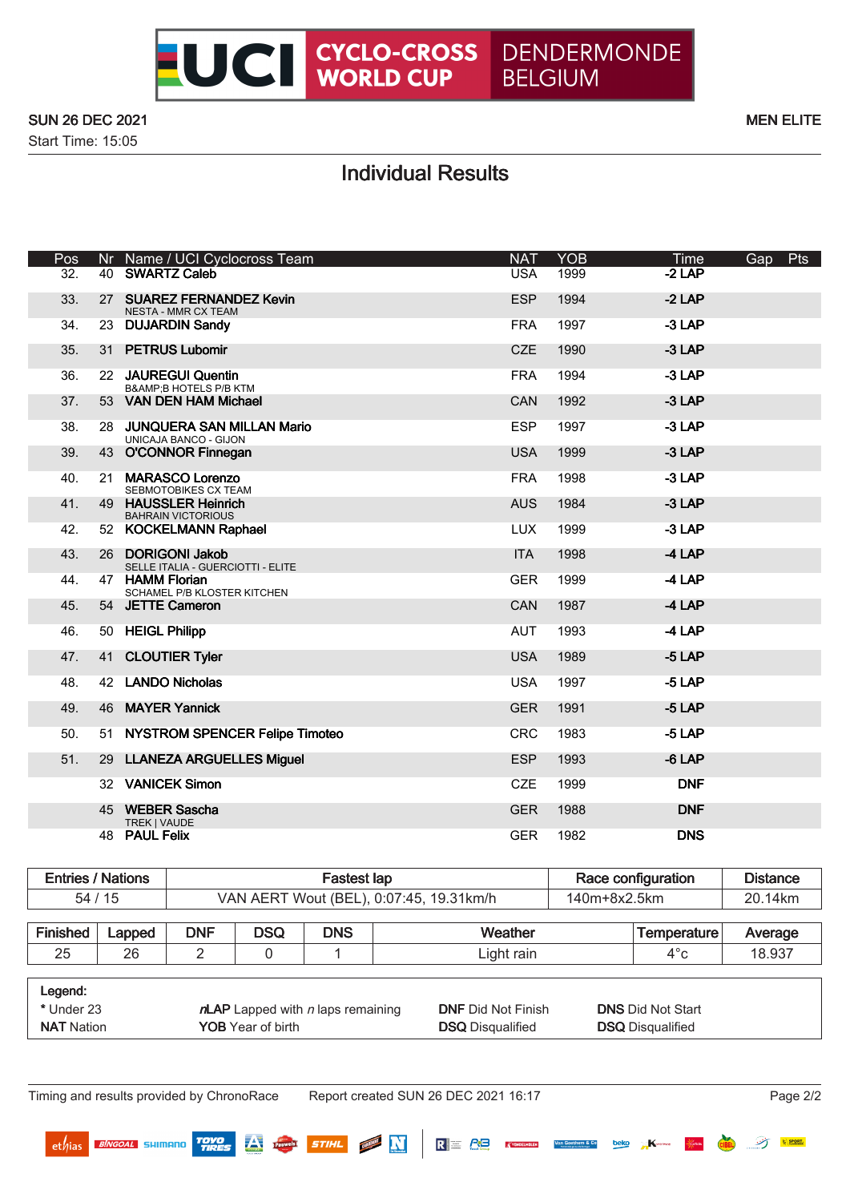UCI CYCLO-CROSS WORLD CUP DENDERMONDE BELGIUM

SUN 26 DEC 2021

Start Time: 15:05

MEN ELITE

# Individual Results

| Pos | Nr | Name / UCI Cyclocross Team | NAT | YOB | Time | Gap | Pts |
|---|---|---|---|---|---|---|---|
| 32. | 40 | **SWARTZ Caleb** | USA | 1999 | **-2 LAP** | | |
| 33. | 27 | **SUAREZ FERNANDEZ Kevin** NESTA - MMR CX TEAM | ESP | 1994 | **-2 LAP** | | |
| 34. | 23 | **DUJARDIN Sandy** | FRA | 1997 | **-3 LAP** | | |
| 35. | 31 | **PETRUS Lubomir** | CZE | 1990 | **-3 LAP** | | |
| 36. | 22 | **JAUREGUI Quentin** B&AMP;B HOTELS P/B KTM | FRA | 1994 | **-3 LAP** | | |
| 37. | 53 | **VAN DEN HAM Michael** | CAN | 1992 | **-3 LAP** | | |
| 38. | 28 | **JUNQUERA SAN MILLAN Mario** UNICAJA BANCO - GIJON | ESP | 1997 | **-3 LAP** | | |
| 39. | 43 | **O'CONNOR Finnegan** | USA | 1999 | **-3 LAP** | | |
| 40. | 21 | **MARASCO Lorenzo** SEBMOTOBIKES CX TEAM | FRA | 1998 | **-3 LAP** | | |
| 41. | 49 | **HAUSSLER Heinrich** BAHRAIN VICTORIOUS | AUS | 1984 | **-3 LAP** | | |
| 42. | 52 | **KOCKELMANN Raphael** | LUX | 1999 | **-3 LAP** | | |
| 43. | 26 | **DORIGONI Jakob** SELLE ITALIA - GUERCIOTTI - ELITE | ITA | 1998 | **-4 LAP** | | |
| 44. | 47 | **HAMM Florian** SCHAMEL P/B KLOSTER KITCHEN | GER | 1999 | **-4 LAP** | | |
| 45. | 54 | **JETTE Cameron** | CAN | 1987 | **-4 LAP** | | |
| 46. | 50 | **HEIGL Philipp** | AUT | 1993 | **-4 LAP** | | |
| 47. | 41 | **CLOUTIER Tyler** | USA | 1989 | **-5 LAP** | | |
| 48. | 42 | **LANDO Nicholas** | USA | 1997 | **-5 LAP** | | |
| 49. | 46 | **MAYER Yannick** | GER | 1991 | **-5 LAP** | | |
| 50. | 51 | **NYSTROM SPENCER Felipe Timoteo** | CRC | 1983 | **-5 LAP** | | |
| 51. | 29 | **LLANEZA ARGUELLES Miguel** | ESP | 1993 | **-6 LAP** | | |
| | 32 | **VANICEK Simon** | CZE | 1999 | **DNF** | | |
| | 45 | **WEBER Sascha** TREK \| VAUDE | GER | 1988 | **DNF** | | |
| | 48 | **PAUL Felix** | GER | 1982 | **DNS** | | |

| Entries / Nations | Fastest lap | Race configuration | Distance |
|---|---|---|---|
| 54 / 15 | VAN AERT Wout (BEL), 0:07:45, 19.31km/h | 140m+8x2.5km | 20.14km |

| Finished | Lapped | DNF | DSQ | DNS | Weather | Temperature | Average |
|---|---|---|---|---|---|---|---|
| 25 | 26 | 2 | 0 | 1 | Light rain | 4°c | 18.937 |

Legend:

| | | | |
|---|---|---|---|
| * Under 23 | *n*LAP Lapped with *n* laps remaining | **DNF** Did Not Finish | **DNS** Did Not Start |
| **NAT** Nation | **YOB** Year of birth | **DSQ** Disqualified | **DSQ** Disqualified |

Timing and results provided by ChronoRace    Report created SUN 26 DEC 2021 16:17